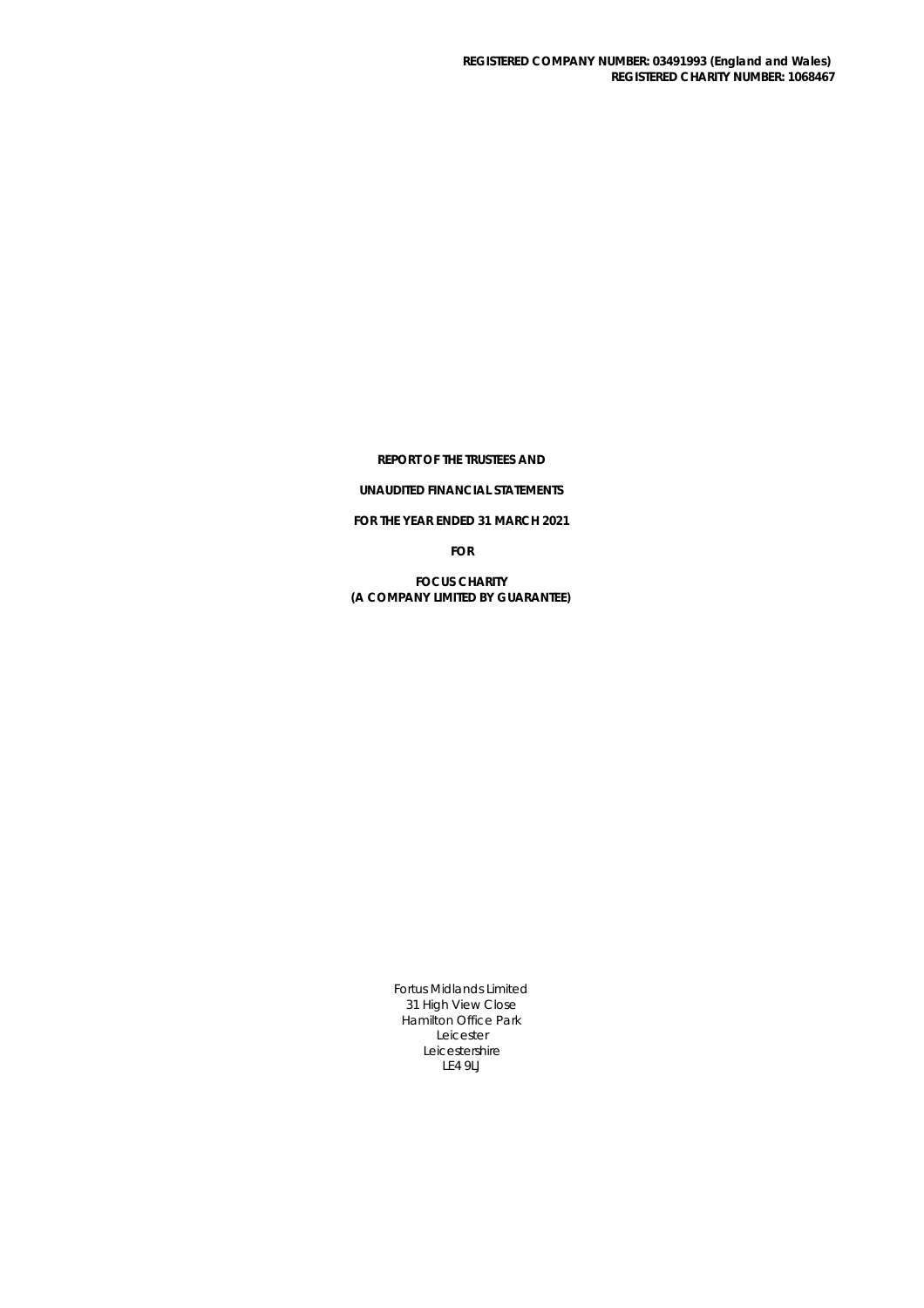**REGISTERED COMPANY NUMBER: 03491993 (England and Wales)**
**REGISTERED CHARITY NUMBER: 1068467**

**REPORT OF THE TRUSTEES AND**

**UNAUDITED FINANCIAL STATEMENTS**

**FOR THE YEAR ENDED 31 MARCH 2021**

**FOR**

**FOCUS CHARITY**
**(A COMPANY LIMITED BY GUARANTEE)**

Fortus Midlands Limited
31 High View Close
Hamilton Office Park
Leicester
Leicestershire
LE4 9LJ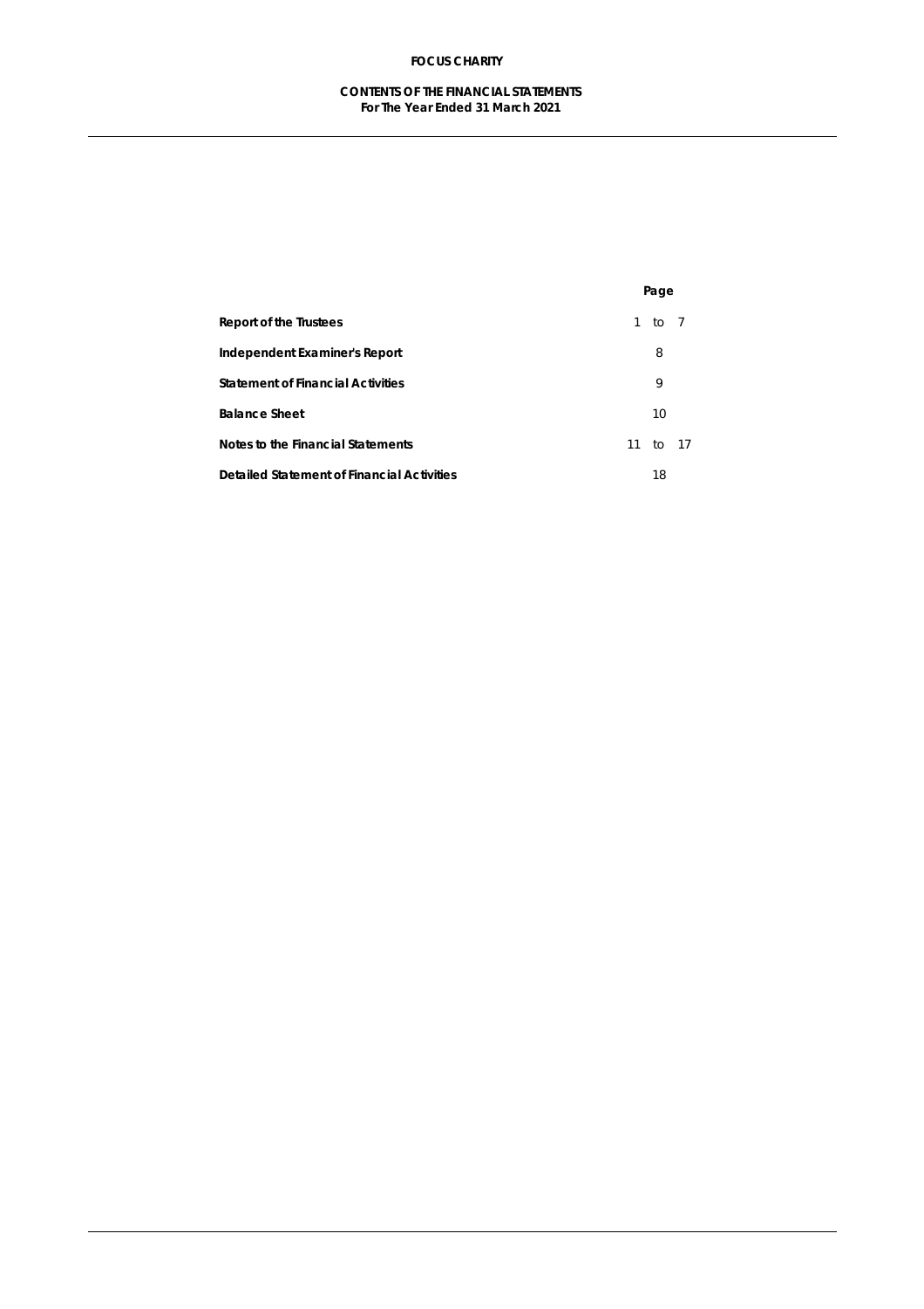# FOCUS CHARITY

## CONTENTS OF THE FINANCIAL STATEMENTS
**For The Year Ended 31 March 2021**

| | Page |
|---|---|
| **Report of the Trustees** | 1 to 7 |
| **Independent Examiner's Report** | 8 |
| **Statement of Financial Activities** | 9 |
| **Balance Sheet** | 10 |
| **Notes to the Financial Statements** | 11 to 17 |
| **Detailed Statement of Financial Activities** | 18 |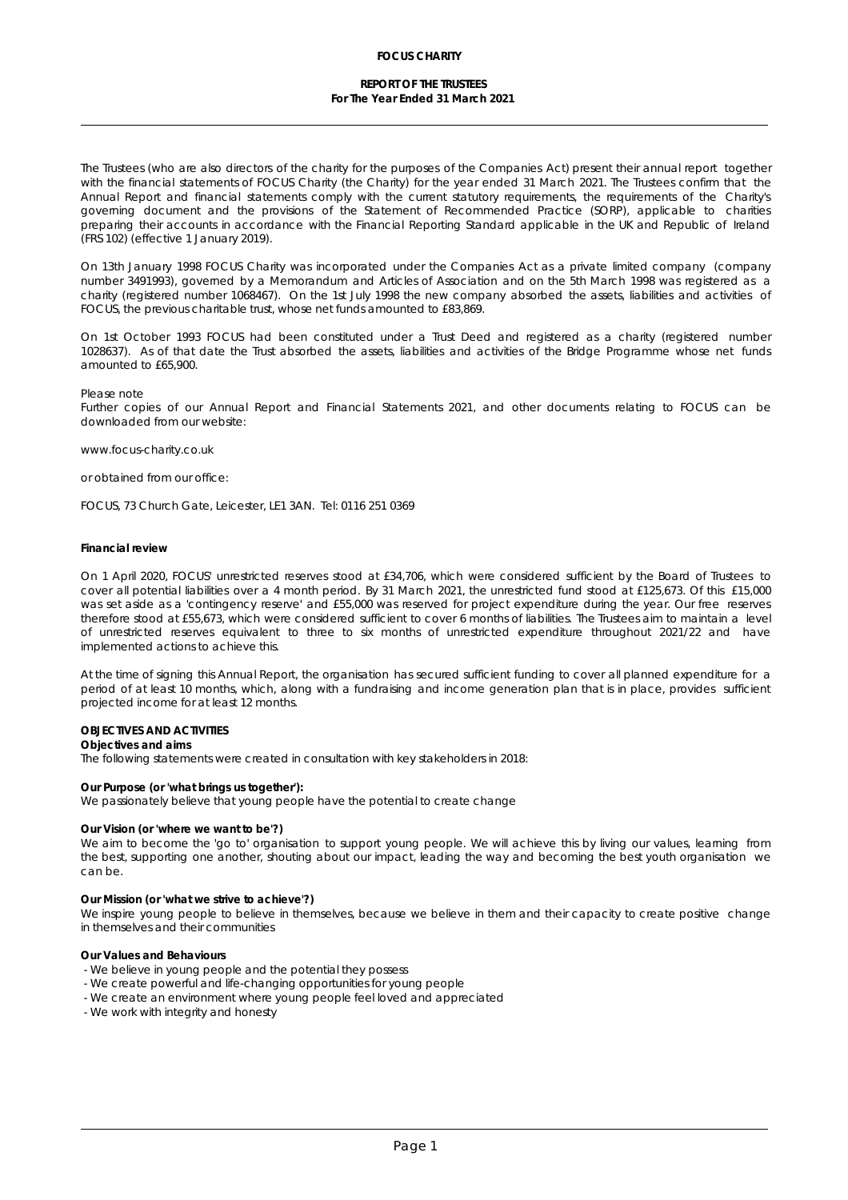**FOCUS CHARITY**

**REPORT OF THE TRUSTEES**
**For The Year Ended 31 March 2021**

The Trustees (who are also directors of the charity for the purposes of the Companies Act) present their annual report together with the financial statements of FOCUS Charity (the Charity) for the year ended 31 March 2021. The Trustees confirm that the Annual Report and financial statements comply with the current statutory requirements, the requirements of the Charity's governing document and the provisions of the Statement of Recommended Practice (SORP), applicable to charities preparing their accounts in accordance with the Financial Reporting Standard applicable in the UK and Republic of Ireland (FRS 102) (effective 1 January 2019).

On 13th January 1998 FOCUS Charity was incorporated under the Companies Act as a private limited company (company number 3491993), governed by a Memorandum and Articles of Association and on the 5th March 1998 was registered as a charity (registered number 1068467). On the 1st July 1998 the new company absorbed the assets, liabilities and activities of FOCUS, the previous charitable trust, whose net funds amounted to £83,869.

On 1st October 1993 FOCUS had been constituted under a Trust Deed and registered as a charity (registered number 1028637). As of that date the Trust absorbed the assets, liabilities and activities of the Bridge Programme whose net funds amounted to £65,900.

Please note
Further copies of our Annual Report and Financial Statements 2021, and other documents relating to FOCUS can be downloaded from our website:

www.focus-charity.co.uk

or obtained from our office:

FOCUS, 73 Church Gate, Leicester, LE1 3AN. Tel: 0116 251 0369

**Financial review**

On 1 April 2020, FOCUS' unrestricted reserves stood at £34,706, which were considered sufficient by the Board of Trustees to cover all potential liabilities over a 4 month period. By 31 March 2021, the unrestricted fund stood at £125,673. Of this £15,000 was set aside as a 'contingency reserve' and £55,000 was reserved for project expenditure during the year. Our free reserves therefore stood at £55,673, which were considered sufficient to cover 6 months of liabilities. The Trustees aim to maintain a level of unrestricted reserves equivalent to three to six months of unrestricted expenditure throughout 2021/22 and have implemented actions to achieve this.

At the time of signing this Annual Report, the organisation has secured sufficient funding to cover all planned expenditure for a period of at least 10 months, which, along with a fundraising and income generation plan that is in place, provides sufficient projected income for at least 12 months.

**OBJECTIVES AND ACTIVITIES**

**Objectives and aims**

The following statements were created in consultation with key stakeholders in 2018:

**Our Purpose (or 'what brings us together'):**

We passionately believe that young people have the potential to create change

**Our Vision (or 'where we want to be'?)**

We aim to become the 'go to' organisation to support young people. We will achieve this by living our values, learning from the best, supporting one another, shouting about our impact, leading the way and becoming the best youth organisation we can be.

**Our Mission (or 'what we strive to achieve'?)**

We inspire young people to believe in themselves, because we believe in them and their capacity to create positive change in themselves and their communities

**Our Values and Behaviours**

- We believe in young people and the potential they possess
- We create powerful and life-changing opportunities for young people
- We create an environment where young people feel loved and appreciated
- We work with integrity and honesty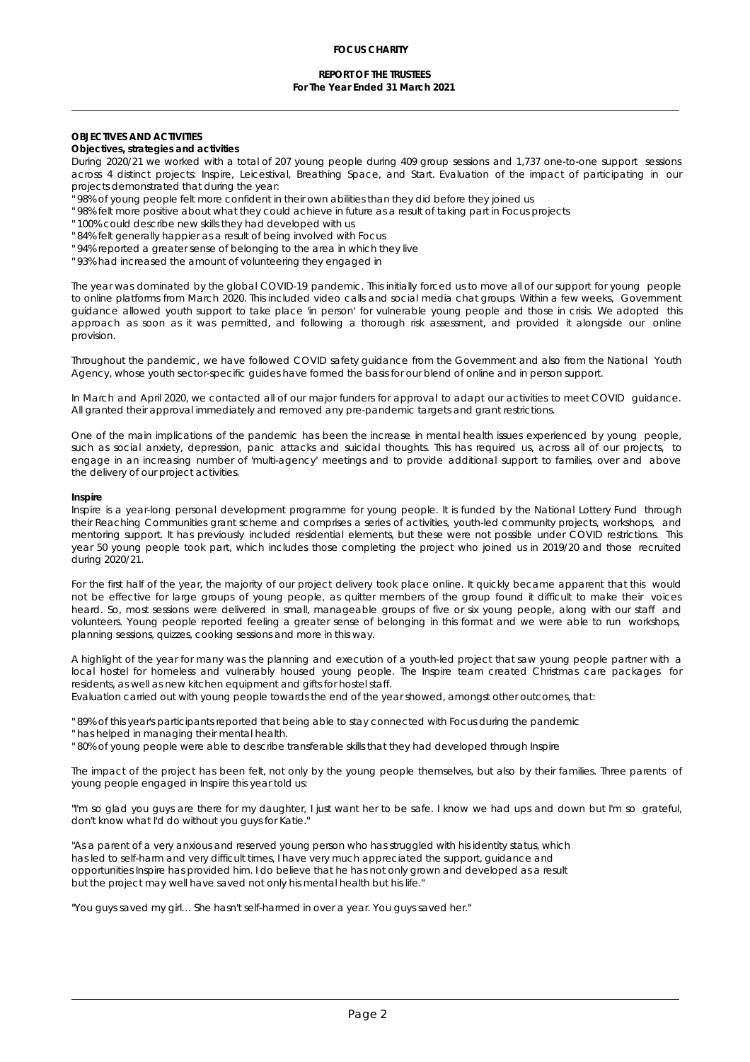**OBJECTIVES AND ACTIVITIES**

**Objectives, strategies and activities**

During 2020/21 we worked with a total of 207 young people during 409 group sessions and 1,737 one-to-one support sessions across 4 distinct projects: Inspire, Leicestival, Breathing Space, and Start. Evaluation of the impact of participating in our projects demonstrated that during the year:

- 98% of young people felt more confident in their own abilities than they did before they joined us
- 98% felt more positive about what they could achieve in future as a result of taking part in Focus projects
- 100% could describe new skills they had developed with us
- 84% felt generally happier as a result of being involved with Focus
- 94% reported a greater sense of belonging to the area in which they live
- 93% had increased the amount of volunteering they engaged in

The year was dominated by the global COVID-19 pandemic. This initially forced us to move all of our support for young people to online platforms from March 2020. This included video calls and social media chat groups. Within a few weeks, Government guidance allowed youth support to take place 'in person' for vulnerable young people and those in crisis. We adopted this approach as soon as it was permitted, and following a thorough risk assessment, and provided it alongside our online provision.

Throughout the pandemic, we have followed COVID safety guidance from the Government and also from the National Youth Agency, whose youth sector-specific guides have formed the basis for our blend of online and in person support.

In March and April 2020, we contacted all of our major funders for approval to adapt our activities to meet COVID guidance. All granted their approval immediately and removed any pre-pandemic targets and grant restrictions.

One of the main implications of the pandemic has been the increase in mental health issues experienced by young people, such as social anxiety, depression, panic attacks and suicidal thoughts. This has required us, across all of our projects, to engage in an increasing number of 'multi-agency' meetings and to provide additional support to families, over and above the delivery of our project activities.

**Inspire**

Inspire is a year-long personal development programme for young people. It is funded by the National Lottery Fund through their Reaching Communities grant scheme and comprises a series of activities, youth-led community projects, workshops, and mentoring support. It has previously included residential elements, but these were not possible under COVID restrictions. This year 50 young people took part, which includes those completing the project who joined us in 2019/20 and those recruited during 2020/21.

For the first half of the year, the majority of our project delivery took place online. It quickly became apparent that this would not be effective for large groups of young people, as quitter members of the group found it difficult to make their voices heard. So, most sessions were delivered in small, manageable groups of five or six young people, along with our staff and volunteers. Young people reported feeling a greater sense of belonging in this format and we were able to run workshops, planning sessions, quizzes, cooking sessions and more in this way.

A highlight of the year for many was the planning and execution of a youth-led project that saw young people partner with a local hostel for homeless and vulnerably housed young people. The Inspire team created Christmas care packages for residents, as well as new kitchen equipment and gifts for hostel staff.

Evaluation carried out with young people towards the end of the year showed, amongst other outcomes, that:

- 89% of this year's participants reported that being able to stay connected with Focus during the pandemic
- has helped in managing their mental health.
- 80% of young people were able to describe transferable skills that they had developed through Inspire

The impact of the project has been felt, not only by the young people themselves, but also by their families. Three parents of young people engaged in Inspire this year told us:

"I'm so glad you guys are there for my daughter, I just want her to be safe. I know we had ups and down but I'm so grateful, don't know what I'd do without you guys for Katie."

"As a parent of a very anxious and reserved young person who has struggled with his identity status, which has led to self-harm and very difficult times, I have very much appreciated the support, guidance and opportunities Inspire has provided him. I do believe that he has not only grown and developed as a result but the project may well have saved not only his mental health but his life."

"You guys saved my girl… She hasn't self-harmed in over a year. You guys saved her."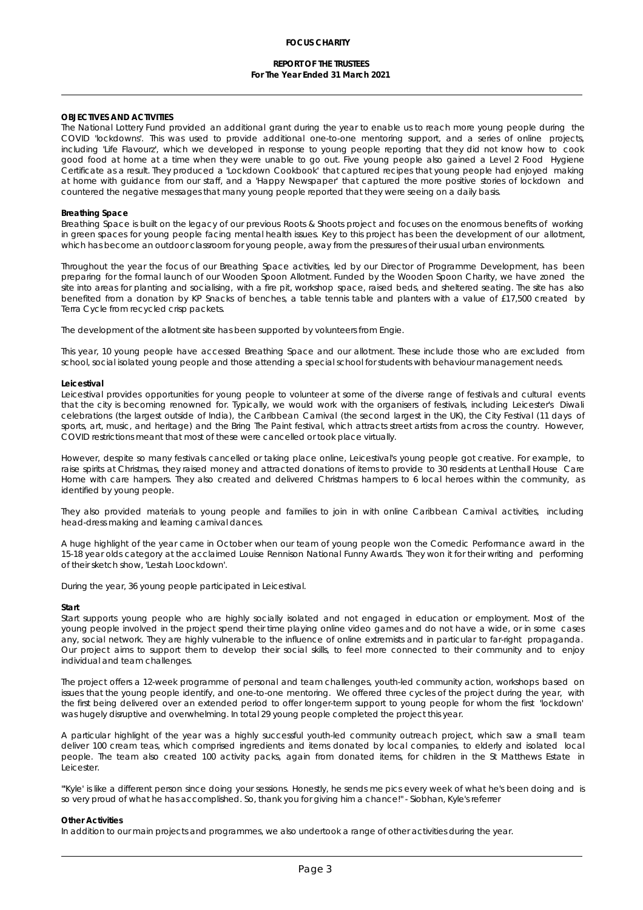**OBJECTIVES AND ACTIVITIES**

The National Lottery Fund provided an additional grant during the year to enable us to reach more young people during the COVID 'lockdowns'. This was used to provide additional one-to-one mentoring support, and a series of online projects, including 'Life Flavourz', which we developed in response to young people reporting that they did not know how to cook good food at home at a time when they were unable to go out. Five young people also gained a Level 2 Food Hygiene Certificate as a result. They produced a 'Lockdown Cookbook' that captured recipes that young people had enjoyed making at home with guidance from our staff, and a 'Happy Newspaper' that captured the more positive stories of lockdown and countered the negative messages that many young people reported that they were seeing on a daily basis.

**Breathing Space**

Breathing Space is built on the legacy of our previous Roots & Shoots project and focuses on the enormous benefits of working in green spaces for young people facing mental health issues. Key to this project has been the development of our allotment, which has become an outdoor classroom for young people, away from the pressures of their usual urban environments.

Throughout the year the focus of our Breathing Space activities, led by our Director of Programme Development, has been preparing for the formal launch of our Wooden Spoon Allotment. Funded by the Wooden Spoon Charity, we have zoned the site into areas for planting and socialising, with a fire pit, workshop space, raised beds, and sheltered seating. The site has also benefited from a donation by KP Snacks of benches, a table tennis table and planters with a value of £17,500 created by Terra Cycle from recycled crisp packets.

The development of the allotment site has been supported by volunteers from Engie.

This year, 10 young people have accessed Breathing Space and our allotment. These include those who are excluded from school, social isolated young people and those attending a special school for students with behaviour management needs.

**Leicestival**

Leicestival provides opportunities for young people to volunteer at some of the diverse range of festivals and cultural events that the city is becoming renowned for. Typically, we would work with the organisers of festivals, including Leicester's Diwali celebrations (the largest outside of India), the Caribbean Carnival (the second largest in the UK), the City Festival (11 days of sports, art, music, and heritage) and the Bring The Paint festival, which attracts street artists from across the country. However, COVID restrictions meant that most of these were cancelled or took place virtually.

However, despite so many festivals cancelled or taking place online, Leicestival's young people got creative. For example, to raise spirits at Christmas, they raised money and attracted donations of items to provide to 30 residents at Lenthall House Care Home with care hampers. They also created and delivered Christmas hampers to 6 local heroes within the community, as identified by young people.

They also provided materials to young people and families to join in with online Caribbean Carnival activities, including head-dress making and learning carnival dances.

A huge highlight of the year came in October when our team of young people won the Comedic Performance award in the 15-18 year olds category at the acclaimed Louise Rennison National Funny Awards. They won it for their writing and performing of their sketch show, 'Lestah Loockdown'.

During the year, 36 young people participated in Leicestival.

**Start**

Start supports young people who are highly socially isolated and not engaged in education or employment. Most of the young people involved in the project spend their time playing online video games and do not have a wide, or in some cases any, social network. They are highly vulnerable to the influence of online extremists and in particular to far-right propaganda. Our project aims to support them to develop their social skills, to feel more connected to their community and to enjoy individual and team challenges.

The project offers a 12-week programme of personal and team challenges, youth-led community action, workshops based on issues that the young people identify, and one-to-one mentoring. We offered three cycles of the project during the year, with the first being delivered over an extended period to offer longer-term support to young people for whom the first 'lockdown' was hugely disruptive and overwhelming. In total 29 young people completed the project this year.

A particular highlight of the year was a highly successful youth-led community outreach project, which saw a small team deliver 100 cream teas, which comprised ingredients and items donated by local companies, to elderly and isolated local people. The team also created 100 activity packs, again from donated items, for children in the St Matthews Estate in Leicester.

"'Kyle' is like a different person since doing your sessions. Honestly, he sends me pics every week of what he's been doing and is so very proud of what he has accomplished. So, thank you for giving him a chance!" - Siobhan, Kyle's referrer

**Other Activities**

In addition to our main projects and programmes, we also undertook a range of other activities during the year.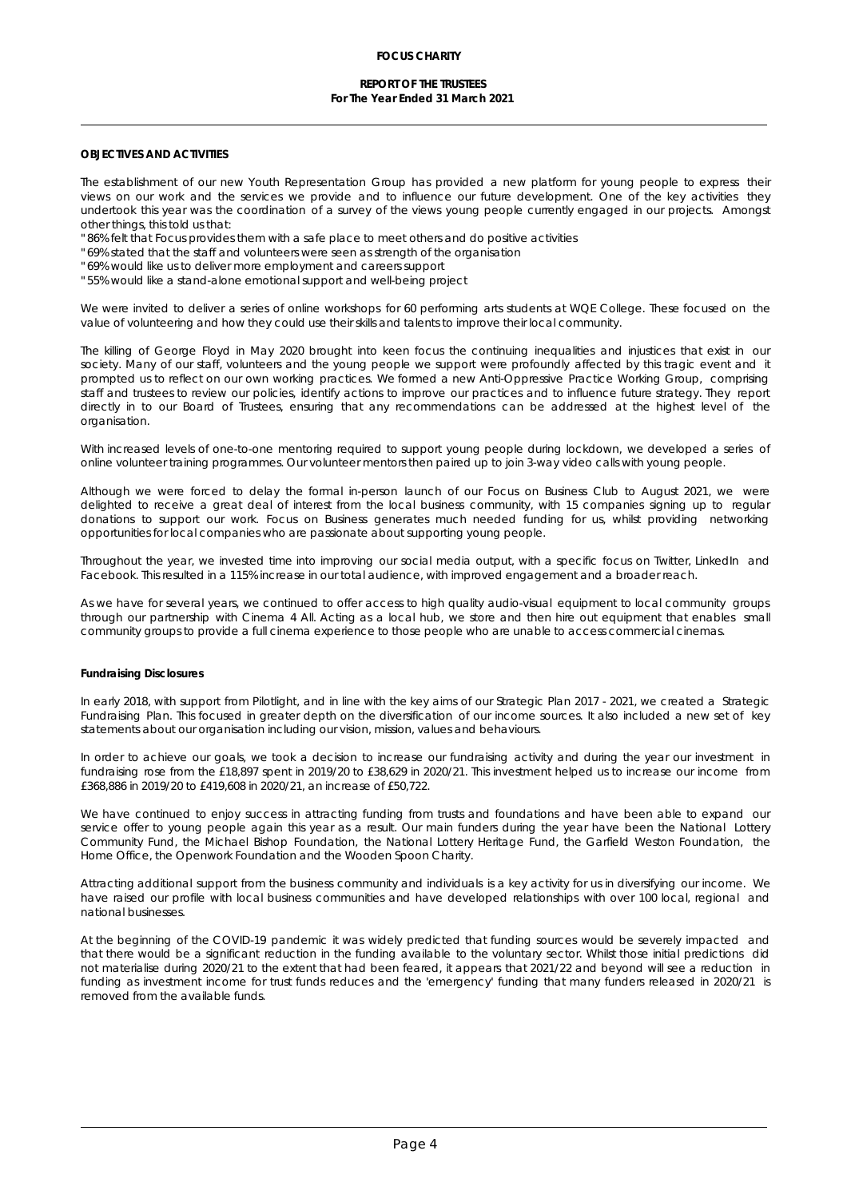**FOCUS CHARITY**

**REPORT OF THE TRUSTEES**
**For The Year Ended 31 March 2021**

**OBJECTIVES AND ACTIVITIES**

The establishment of our new Youth Representation Group has provided a new platform for young people to express their views on our work and the services we provide and to influence our future development. One of the key activities they undertook this year was the coordination of a survey of the views young people currently engaged in our projects. Amongst other things, this told us that:

" 86% felt that Focus provides them with a safe place to meet others and do positive activities
" 69% stated that the staff and volunteers were seen as strength of the organisation
" 69% would like us to deliver more employment and careers support
" 55% would like a stand-alone emotional support and well-being project

We were invited to deliver a series of online workshops for 60 performing arts students at WQE College. These focused on the value of volunteering and how they could use their skills and talents to improve their local community.

The killing of George Floyd in May 2020 brought into keen focus the continuing inequalities and injustices that exist in our society. Many of our staff, volunteers and the young people we support were profoundly affected by this tragic event and it prompted us to reflect on our own working practices. We formed a new Anti-Oppressive Practice Working Group, comprising staff and trustees to review our policies, identify actions to improve our practices and to influence future strategy. They report directly in to our Board of Trustees, ensuring that any recommendations can be addressed at the highest level of the organisation.

With increased levels of one-to-one mentoring required to support young people during lockdown, we developed a series of online volunteer training programmes. Our volunteer mentors then paired up to join 3-way video calls with young people.

Although we were forced to delay the formal in-person launch of our Focus on Business Club to August 2021, we were delighted to receive a great deal of interest from the local business community, with 15 companies signing up to regular donations to support our work. Focus on Business generates much needed funding for us, whilst providing networking opportunities for local companies who are passionate about supporting young people.

Throughout the year, we invested time into improving our social media output, with a specific focus on Twitter, LinkedIn and Facebook. This resulted in a 115% increase in our total audience, with improved engagement and a broader reach.

As we have for several years, we continued to offer access to high quality audio-visual equipment to local community groups through our partnership with Cinema 4 All. Acting as a local hub, we store and then hire out equipment that enables small community groups to provide a full cinema experience to those people who are unable to access commercial cinemas.

**Fundraising Disclosures**

In early 2018, with support from Pilotlight, and in line with the key aims of our Strategic Plan 2017 - 2021, we created a Strategic Fundraising Plan. This focused in greater depth on the diversification of our income sources. It also included a new set of key statements about our organisation including our vision, mission, values and behaviours.

In order to achieve our goals, we took a decision to increase our fundraising activity and during the year our investment in fundraising rose from the £18,897 spent in 2019/20 to £38,629 in 2020/21. This investment helped us to increase our income from £368,886 in 2019/20 to £419,608 in 2020/21, an increase of £50,722.

We have continued to enjoy success in attracting funding from trusts and foundations and have been able to expand our service offer to young people again this year as a result. Our main funders during the year have been the National Lottery Community Fund, the Michael Bishop Foundation, the National Lottery Heritage Fund, the Garfield Weston Foundation, the Home Office, the Openwork Foundation and the Wooden Spoon Charity.

Attracting additional support from the business community and individuals is a key activity for us in diversifying our income. We have raised our profile with local business communities and have developed relationships with over 100 local, regional and national businesses.

At the beginning of the COVID-19 pandemic it was widely predicted that funding sources would be severely impacted and that there would be a significant reduction in the funding available to the voluntary sector. Whilst those initial predictions did not materialise during 2020/21 to the extent that had been feared, it appears that 2021/22 and beyond will see a reduction in funding as investment income for trust funds reduces and the 'emergency' funding that many funders released in 2020/21 is removed from the available funds.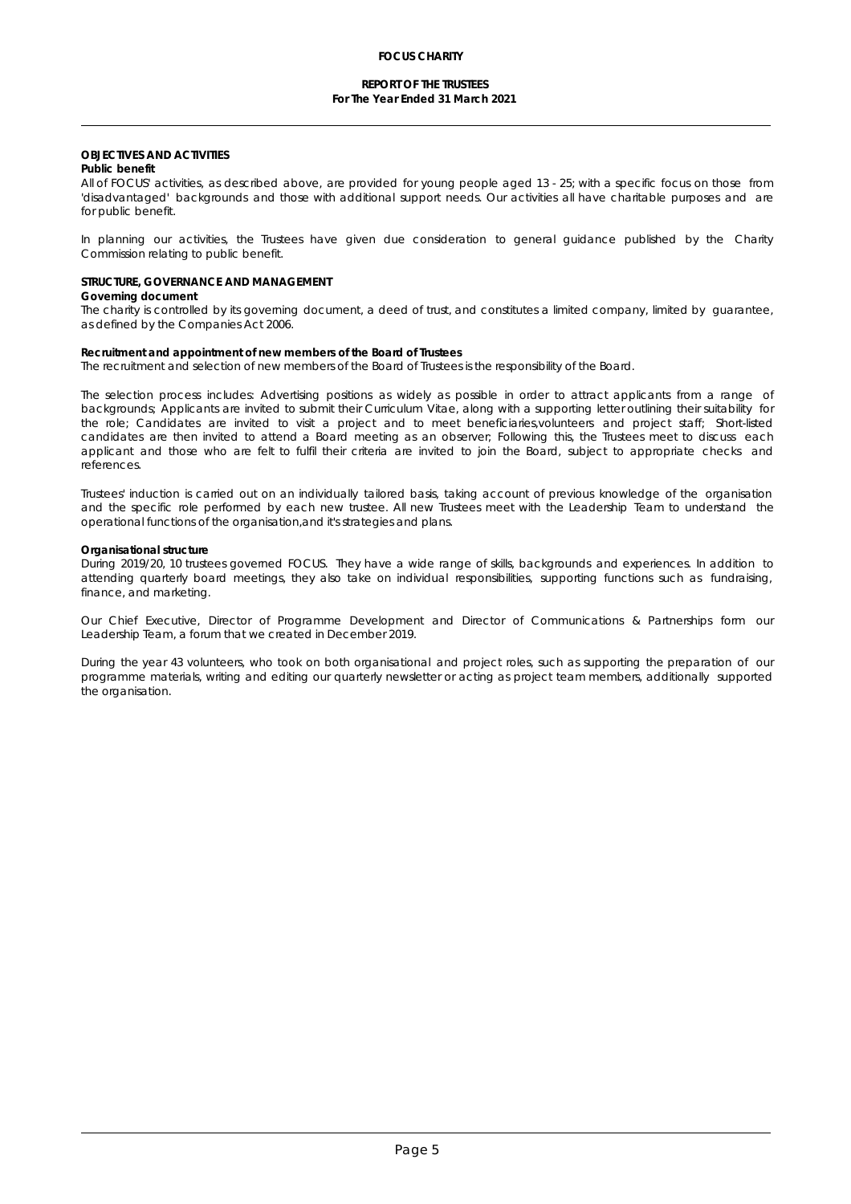## OBJECTIVES AND ACTIVITIES

### Public benefit

All of FOCUS' activities, as described above, are provided for young people aged 13 - 25; with a specific focus on those from 'disadvantaged' backgrounds and those with additional support needs. Our activities all have charitable purposes and are for public benefit.

In planning our activities, the Trustees have given due consideration to general guidance published by the Charity Commission relating to public benefit.

## STRUCTURE, GOVERNANCE AND MANAGEMENT

### Governing document

The charity is controlled by its governing document, a deed of trust, and constitutes a limited company, limited by guarantee, as defined by the Companies Act 2006.

### Recruitment and appointment of new members of the Board of Trustees

The recruitment and selection of new members of the Board of Trustees is the responsibility of the Board.

The selection process includes: Advertising positions as widely as possible in order to attract applicants from a range of backgrounds; Applicants are invited to submit their Curriculum Vitae, along with a supporting letter outlining their suitability for the role; Candidates are invited to visit a project and to meet beneficiaries,volunteers and project staff; Short-listed candidates are then invited to attend a Board meeting as an observer; Following this, the Trustees meet to discuss each applicant and those who are felt to fulfil their criteria are invited to join the Board, subject to appropriate checks and references.

Trustees' induction is carried out on an individually tailored basis, taking account of previous knowledge of the organisation and the specific role performed by each new trustee. All new Trustees meet with the Leadership Team to understand the operational functions of the organisation,and it's strategies and plans.

### Organisational structure

During 2019/20, 10 trustees governed FOCUS. They have a wide range of skills, backgrounds and experiences. In addition to attending quarterly board meetings, they also take on individual responsibilities, supporting functions such as fundraising, finance, and marketing.

Our Chief Executive, Director of Programme Development and Director of Communications & Partnerships form our Leadership Team, a forum that we created in December 2019.

During the year 43 volunteers, who took on both organisational and project roles, such as supporting the preparation of our programme materials, writing and editing our quarterly newsletter or acting as project team members, additionally supported the organisation.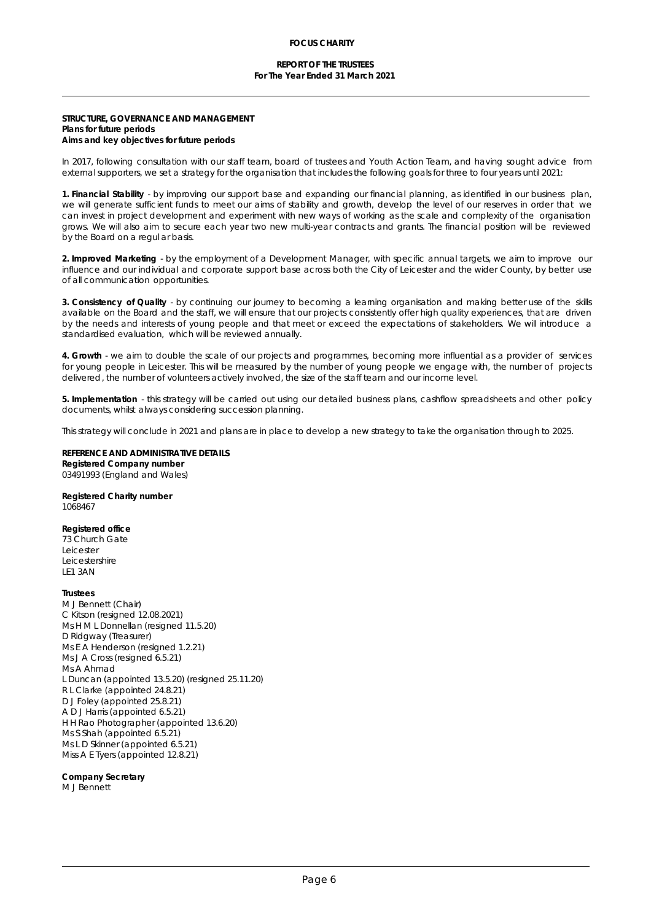**FOCUS CHARITY**

**REPORT OF THE TRUSTEES**
**For The Year Ended 31 March 2021**

## STRUCTURE, GOVERNANCE AND MANAGEMENT

### Plans for future periods

### Aims and key objectives for future periods

In 2017, following consultation with our staff team, board of trustees and Youth Action Team, and having sought advice from external supporters, we set a strategy for the organisation that includes the following goals for three to four years until 2021:

**1. Financial Stability** - by improving our support base and expanding our financial planning, as identified in our business plan, we will generate sufficient funds to meet our aims of stability and growth, develop the level of our reserves in order that we can invest in project development and experiment with new ways of working as the scale and complexity of the organisation grows. We will also aim to secure each year two new multi-year contracts and grants. The financial position will be reviewed by the Board on a regular basis.

**2. Improved Marketing** - by the employment of a Development Manager, with specific annual targets, we aim to improve our influence and our individual and corporate support base across both the City of Leicester and the wider County, by better use of all communication opportunities.

**3. Consistency of Quality** - by continuing our journey to becoming a learning organisation and making better use of the skills available on the Board and the staff, we will ensure that our projects consistently offer high quality experiences, that are driven by the needs and interests of young people and that meet or exceed the expectations of stakeholders. We will introduce a standardised evaluation, which will be reviewed annually.

**4. Growth** - we aim to double the scale of our projects and programmes, becoming more influential as a provider of services for young people in Leicester. This will be measured by the number of young people we engage with, the number of projects delivered, the number of volunteers actively involved, the size of the staff team and our income level.

**5. Implementation** - this strategy will be carried out using our detailed business plans, cashflow spreadsheets and other policy documents, whilst always considering succession planning.

This strategy will conclude in 2021 and plans are in place to develop a new strategy to take the organisation through to 2025.

## REFERENCE AND ADMINISTRATIVE DETAILS

**Registered Company number**
03491993 (England and Wales)

**Registered Charity number**
1068467

**Registered office**
73 Church Gate
Leicester
Leicestershire
LE1 3AN

**Trustees**
M J Bennett (Chair)
C Kitson (resigned 12.08.2021)
Ms H M L Donnellan (resigned 11.5.20)
D Ridgway (Treasurer)
Ms E A Henderson (resigned 1.2.21)
Ms J A Cross (resigned 6.5.21)
Ms A Ahmad
L Duncan (appointed 13.5.20) (resigned 25.11.20)
R L Clarke (appointed 24.8.21)
D J Foley (appointed 25.8.21)
A D J Harris (appointed 6.5.21)
H H Rao Photographer (appointed 13.6.20)
Ms S Shah (appointed 6.5.21)
Ms L D Skinner (appointed 6.5.21)
Miss A E Tyers (appointed 12.8.21)

**Company Secretary**
M J Bennett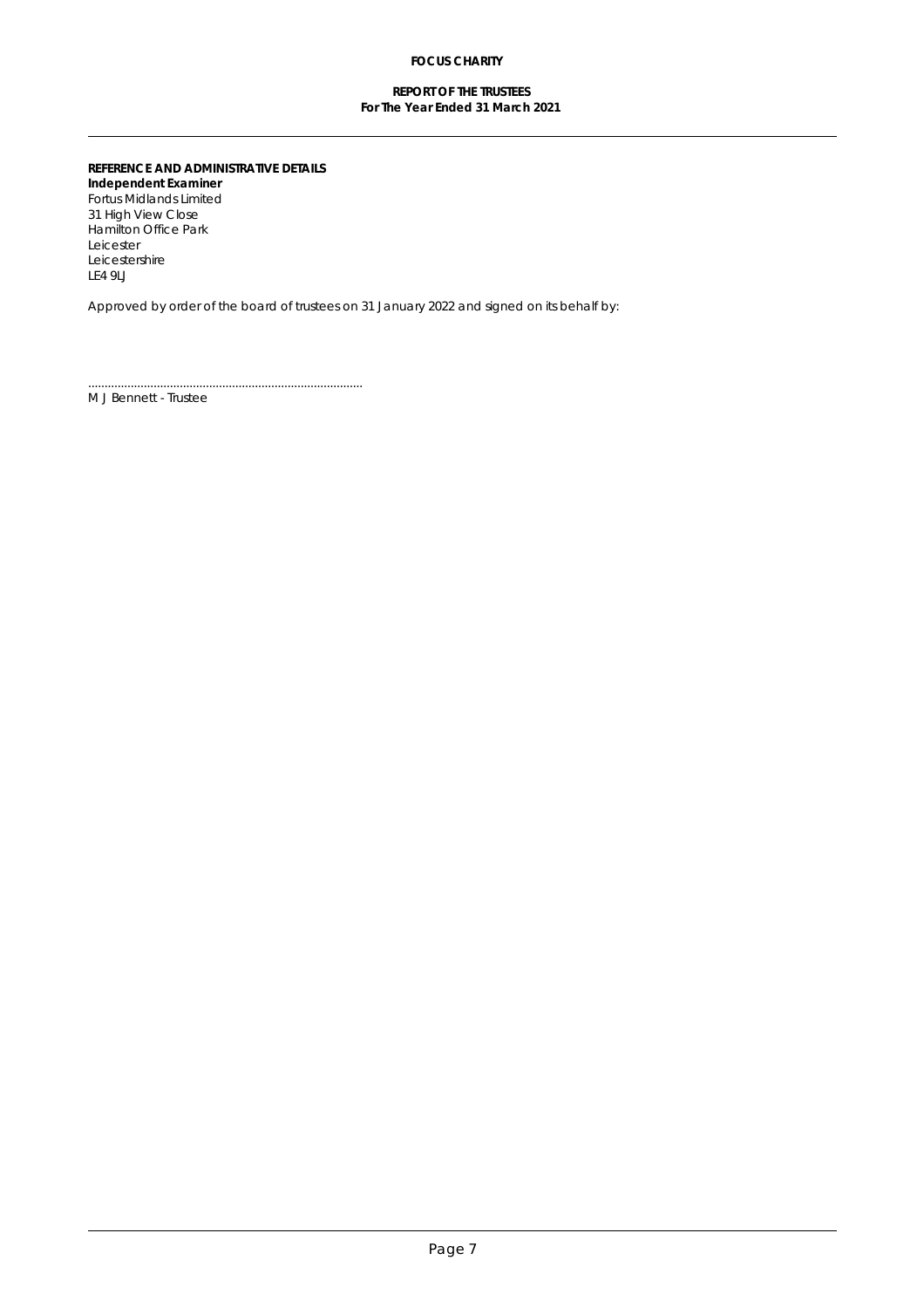**REFERENCE AND ADMINISTRATIVE DETAILS**

**Independent Examiner**

Fortus Midlands Limited
31 High View Close
Hamilton Office Park
Leicester
Leicestershire
LE4 9LJ

Approved by order of the board of trustees on 31 January 2022 and signed on its behalf by:

........................................................................

M J Bennett - Trustee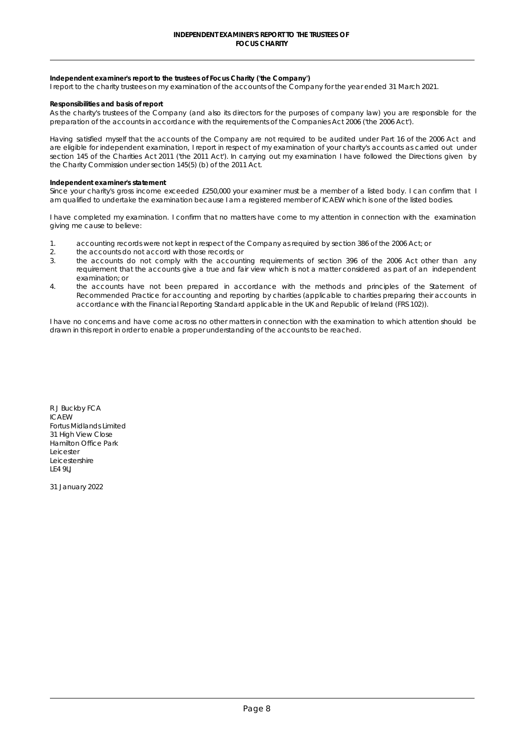# INDEPENDENT EXAMINER'S REPORT TO THE TRUSTEES OF FOCUS CHARITY

**Independent examiner's report to the trustees of Focus Charity ('the Company')**

I report to the charity trustees on my examination of the accounts of the Company for the year ended 31 March 2021.

**Responsibilities and basis of report**

As the charity's trustees of the Company (and also its directors for the purposes of company law) you are responsible for the preparation of the accounts in accordance with the requirements of the Companies Act 2006 ('the 2006 Act').

Having satisfied myself that the accounts of the Company are not required to be audited under Part 16 of the 2006 Act and are eligible for independent examination, I report in respect of my examination of your charity's accounts as carried out under section 145 of the Charities Act 2011 ('the 2011 Act'). In carrying out my examination I have followed the Directions given by the Charity Commission under section 145(5) (b) of the 2011 Act.

**Independent examiner's statement**

Since your charity's gross income exceeded £250,000 your examiner must be a member of a listed body. I can confirm that I am qualified to undertake the examination because I am a registered member of ICAEW which is one of the listed bodies.

I have completed my examination. I confirm that no matters have come to my attention in connection with the examination giving me cause to believe:

1. accounting records were not kept in respect of the Company as required by section 386 of the 2006 Act; or
2. the accounts do not accord with those records; or
3. the accounts do not comply with the accounting requirements of section 396 of the 2006 Act other than any requirement that the accounts give a true and fair view which is not a matter considered as part of an independent examination; or
4. the accounts have not been prepared in accordance with the methods and principles of the Statement of Recommended Practice for accounting and reporting by charities (applicable to charities preparing their accounts in accordance with the Financial Reporting Standard applicable in the UK and Republic of Ireland (FRS 102)).

I have no concerns and have come across no other matters in connection with the examination to which attention should be drawn in this report in order to enable a proper understanding of the accounts to be reached.

R J Buckby FCA
ICAEW
Fortus Midlands Limited
31 High View Close
Hamilton Office Park
Leicester
Leicestershire
LE4 9LJ

31 January 2022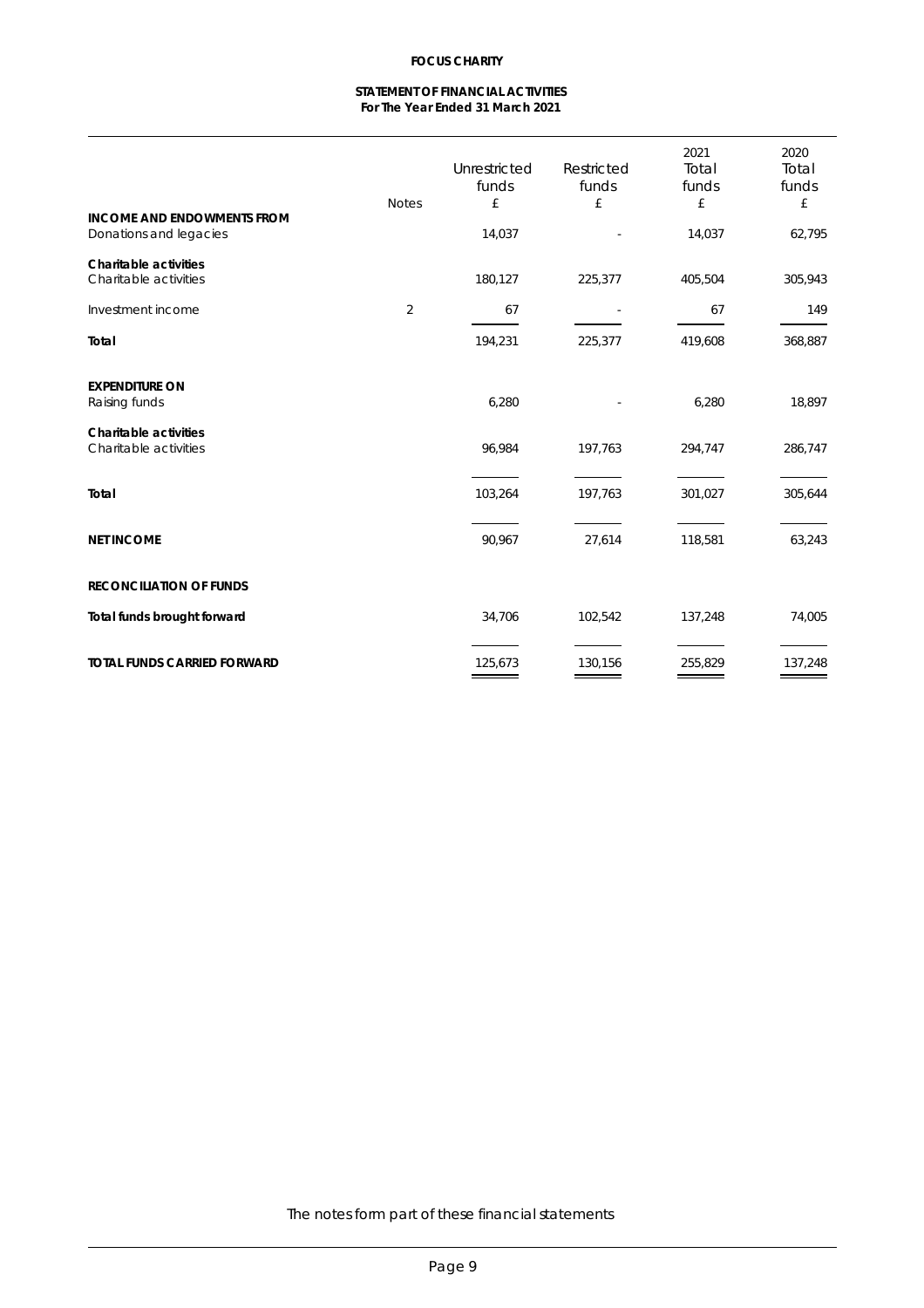**FOCUS CHARITY**

**STATEMENT OF FINANCIAL ACTIVITIES**
**For The Year Ended 31 March 2021**

| | Notes | Unrestricted funds £ | Restricted funds £ | 2021 Total funds £ | 2020 Total funds £ |
|---|---|---|---|---|---|
| **INCOME AND ENDOWMENTS FROM** | | | | | |
| Donations and legacies | | 14,037 | - | 14,037 | 62,795 |
| **Charitable activities** | | | | | |
| Charitable activities | | 180,127 | 225,377 | 405,504 | 305,943 |
| Investment income | 2 | 67 | - | 67 | 149 |
| **Total** | | 194,231 | 225,377 | 419,608 | 368,887 |
| **EXPENDITURE ON** | | | | | |
| Raising funds | | 6,280 | - | 6,280 | 18,897 |
| **Charitable activities** | | | | | |
| Charitable activities | | 96,984 | 197,763 | 294,747 | 286,747 |
| **Total** | | 103,264 | 197,763 | 301,027 | 305,644 |
| **NET INCOME** | | 90,967 | 27,614 | 118,581 | 63,243 |
| **RECONCILIATION OF FUNDS** | | | | | |
| **Total funds brought forward** | | 34,706 | 102,542 | 137,248 | 74,005 |
| **TOTAL FUNDS CARRIED FORWARD** | | 125,673 | 130,156 | 255,829 | 137,248 |

The notes form part of these financial statements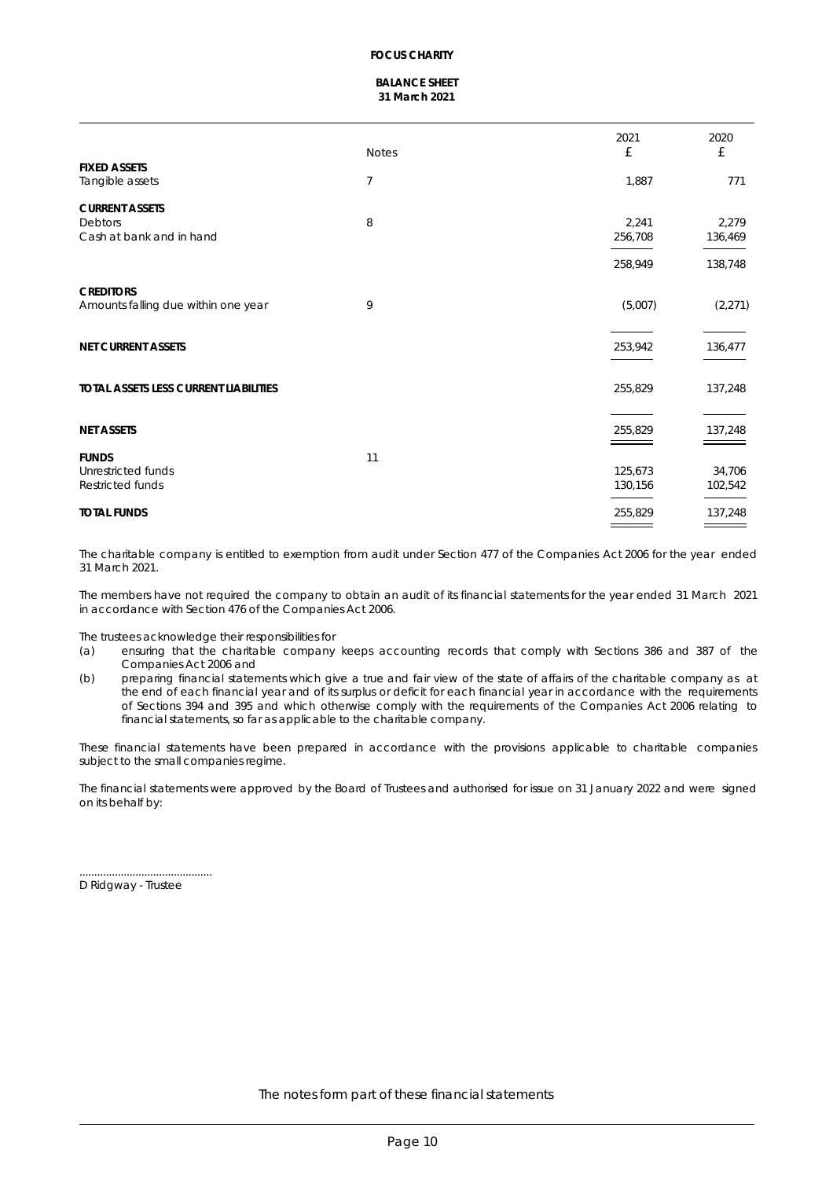**FOCUS CHARITY**

**BALANCE SHEET**
**31 March 2021**

| | Notes | 2021 £ | 2020 £ |
|---|---|---|---|
| **FIXED ASSETS** | | | |
| Tangible assets | 7 | 1,887 | 771 |
| **CURRENT ASSETS** | | | |
| Debtors | 8 | 2,241 | 2,279 |
| Cash at bank and in hand | | 256,708 | 136,469 |
| | | 258,949 | 138,748 |
| **CREDITORS** | | | |
| Amounts falling due within one year | 9 | (5,007) | (2,271) |
| **NET CURRENT ASSETS** | | 253,942 | 136,477 |
| **TOTAL ASSETS LESS CURRENT LIABILITIES** | | 255,829 | 137,248 |
| **NET ASSETS** | | 255,829 | 137,248 |
| **FUNDS** | 11 | | |
| Unrestricted funds | | 125,673 | 34,706 |
| Restricted funds | | 130,156 | 102,542 |
| **TOTAL FUNDS** | | 255,829 | 137,248 |

The charitable company is entitled to exemption from audit under Section 477 of the Companies Act 2006 for the year ended 31 March 2021.

The members have not required the company to obtain an audit of its financial statements for the year ended 31 March 2021 in accordance with Section 476 of the Companies Act 2006.

The trustees acknowledge their responsibilities for

(a) ensuring that the charitable company keeps accounting records that comply with Sections 386 and 387 of the Companies Act 2006 and

(b) preparing financial statements which give a true and fair view of the state of affairs of the charitable company as at the end of each financial year and of its surplus or deficit for each financial year in accordance with the requirements of Sections 394 and 395 and which otherwise comply with the requirements of the Companies Act 2006 relating to financial statements, so far as applicable to the charitable company.

These financial statements have been prepared in accordance with the provisions applicable to charitable companies subject to the small companies regime.

The financial statements were approved by the Board of Trustees and authorised for issue on 31 January 2022 and were signed on its behalf by:

.............................................
D Ridgway - Trustee

The notes form part of these financial statements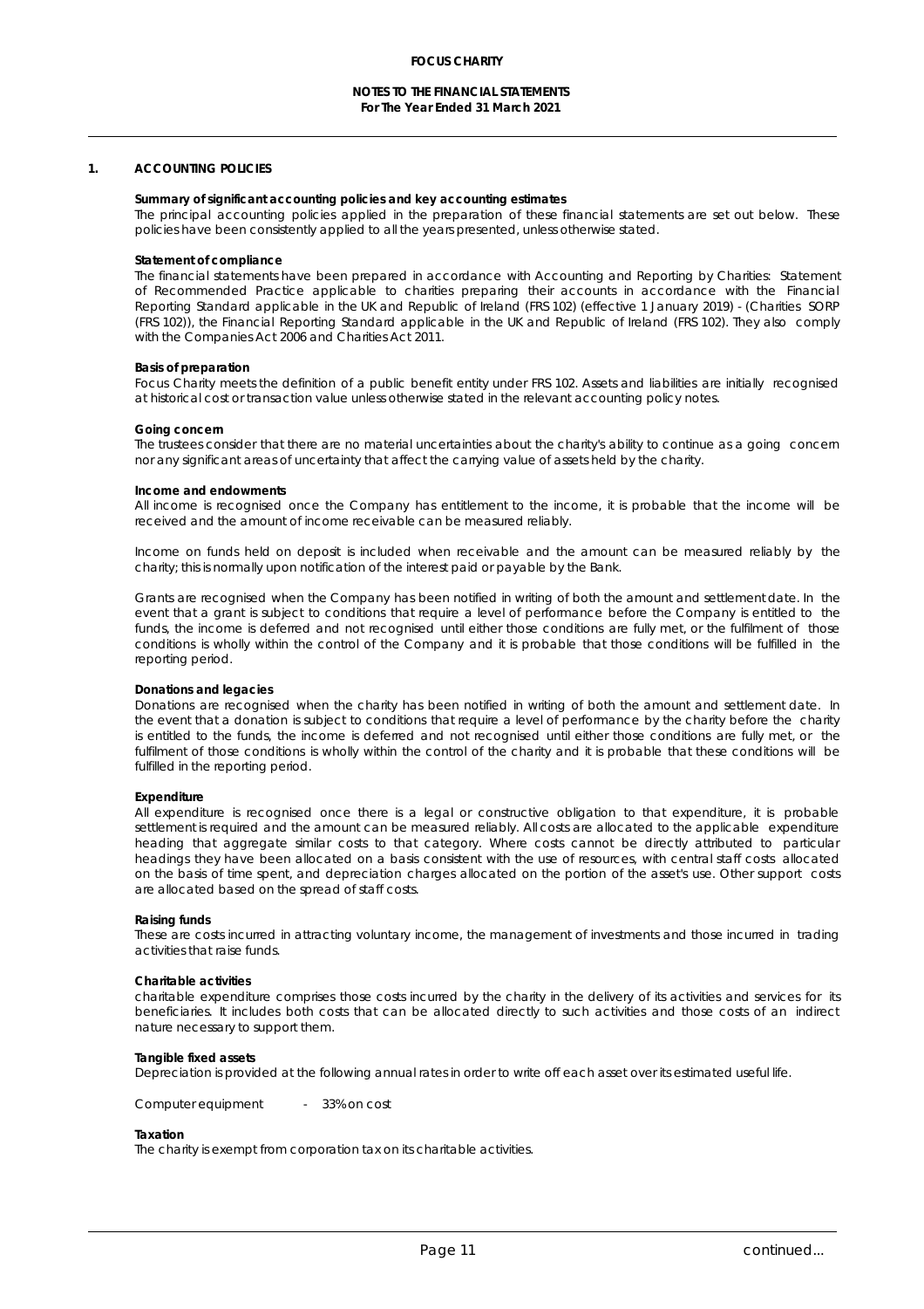## 1. ACCOUNTING POLICIES

**Summary of significant accounting policies and key accounting estimates**

The principal accounting policies applied in the preparation of these financial statements are set out below. These policies have been consistently applied to all the years presented, unless otherwise stated.

**Statement of compliance**

The financial statements have been prepared in accordance with Accounting and Reporting by Charities: Statement of Recommended Practice applicable to charities preparing their accounts in accordance with the Financial Reporting Standard applicable in the UK and Republic of Ireland (FRS 102) (effective 1 January 2019) - (Charities SORP (FRS 102)), the Financial Reporting Standard applicable in the UK and Republic of Ireland (FRS 102). They also comply with the Companies Act 2006 and Charities Act 2011.

**Basis of preparation**

Focus Charity meets the definition of a public benefit entity under FRS 102. Assets and liabilities are initially recognised at historical cost or transaction value unless otherwise stated in the relevant accounting policy notes.

**Going concern**

The trustees consider that there are no material uncertainties about the charity's ability to continue as a going concern nor any significant areas of uncertainty that affect the carrying value of assets held by the charity.

**Income and endowments**

All income is recognised once the Company has entitlement to the income, it is probable that the income will be received and the amount of income receivable can be measured reliably.

Income on funds held on deposit is included when receivable and the amount can be measured reliably by the charity; this is normally upon notification of the interest paid or payable by the Bank.

Grants are recognised when the Company has been notified in writing of both the amount and settlement date. In the event that a grant is subject to conditions that require a level of performance before the Company is entitled to the funds, the income is deferred and not recognised until either those conditions are fully met, or the fulfilment of those conditions is wholly within the control of the Company and it is probable that those conditions will be fulfilled in the reporting period.

**Donations and legacies**

Donations are recognised when the charity has been notified in writing of both the amount and settlement date. In the event that a donation is subject to conditions that require a level of performance by the charity before the charity is entitled to the funds, the income is deferred and not recognised until either those conditions are fully met, or the fulfilment of those conditions is wholly within the control of the charity and it is probable that these conditions will be fulfilled in the reporting period.

**Expenditure**

All expenditure is recognised once there is a legal or constructive obligation to that expenditure, it is probable settlement is required and the amount can be measured reliably. All costs are allocated to the applicable expenditure heading that aggregate similar costs to that category. Where costs cannot be directly attributed to particular headings they have been allocated on a basis consistent with the use of resources, with central staff costs allocated on the basis of time spent, and depreciation charges allocated on the portion of the asset's use. Other support costs are allocated based on the spread of staff costs.

**Raising funds**

These are costs incurred in attracting voluntary income, the management of investments and those incurred in trading activities that raise funds.

**Charitable activities**

charitable expenditure comprises those costs incurred by the charity in the delivery of its activities and services for its beneficiaries. It includes both costs that can be allocated directly to such activities and those costs of an indirect nature necessary to support them.

**Tangible fixed assets**

Depreciation is provided at the following annual rates in order to write off each asset over its estimated useful life.

Computer equipment - 33% on cost

**Taxation**

The charity is exempt from corporation tax on its charitable activities.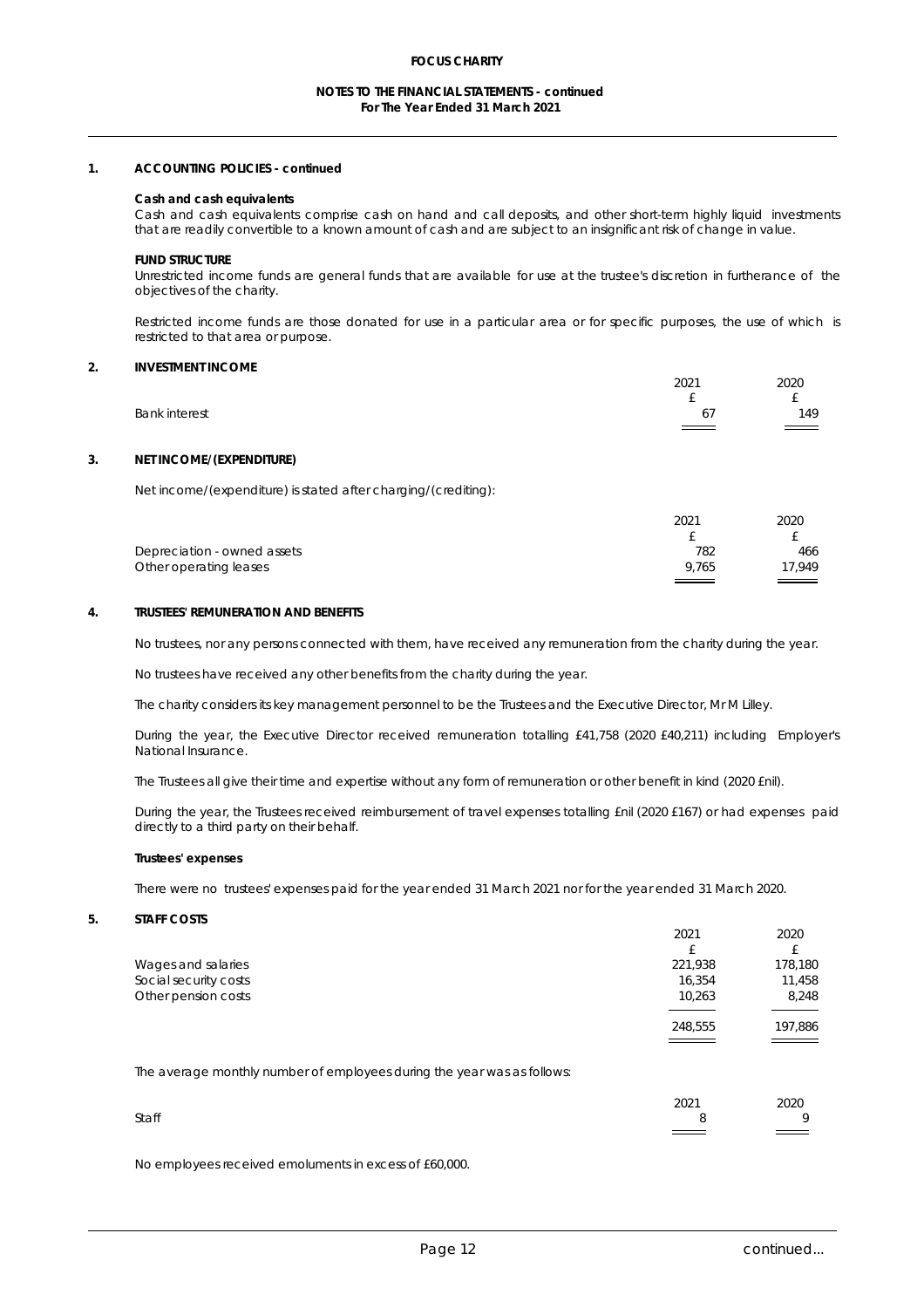## 1. ACCOUNTING POLICIES - continued

**Cash and cash equivalents**

Cash and cash equivalents comprise cash on hand and call deposits, and other short-term highly liquid investments that are readily convertible to a known amount of cash and are subject to an insignificant risk of change in value.

**FUND STRUCTURE**

Unrestricted income funds are general funds that are available for use at the trustee's discretion in furtherance of the objectives of the charity.

Restricted income funds are those donated for use in a particular area or for specific purposes, the use of which is restricted to that area or purpose.

## 2. INVESTMENT INCOME

| | 2021 | 2020 |
|---|---|---|
| | £ | £ |
| Bank interest | 67 | 149 |

## 3. NET INCOME/(EXPENDITURE)

Net income/(expenditure) is stated after charging/(crediting):

| | 2021 | 2020 |
|---|---|---|
| | £ | £ |
| Depreciation - owned assets | 782 | 466 |
| Other operating leases | 9,765 | 17,949 |

## 4. TRUSTEES' REMUNERATION AND BENEFITS

No trustees, nor any persons connected with them, have received any remuneration from the charity during the year.

No trustees have received any other benefits from the charity during the year.

The charity considers its key management personnel to be the Trustees and the Executive Director, Mr M Lilley.

During the year, the Executive Director received remuneration totalling £41,758 (2020 £40,211) including Employer's National Insurance.

The Trustees all give their time and expertise without any form of remuneration or other benefit in kind (2020 £nil).

During the year, the Trustees received reimbursement of travel expenses totalling £nil (2020 £167) or had expenses paid directly to a third party on their behalf.

**Trustees' expenses**

There were no trustees' expenses paid for the year ended 31 March 2021 nor for the year ended 31 March 2020.

## 5. STAFF COSTS

| | 2021 | 2020 |
|---|---|---|
| | £ | £ |
| Wages and salaries | 221,938 | 178,180 |
| Social security costs | 16,354 | 11,458 |
| Other pension costs | 10,263 | 8,248 |
| | 248,555 | 197,886 |

The average monthly number of employees during the year was as follows:

| | 2021 | 2020 |
|---|---|---|
| Staff | 8 | 9 |

No employees received emoluments in excess of £60,000.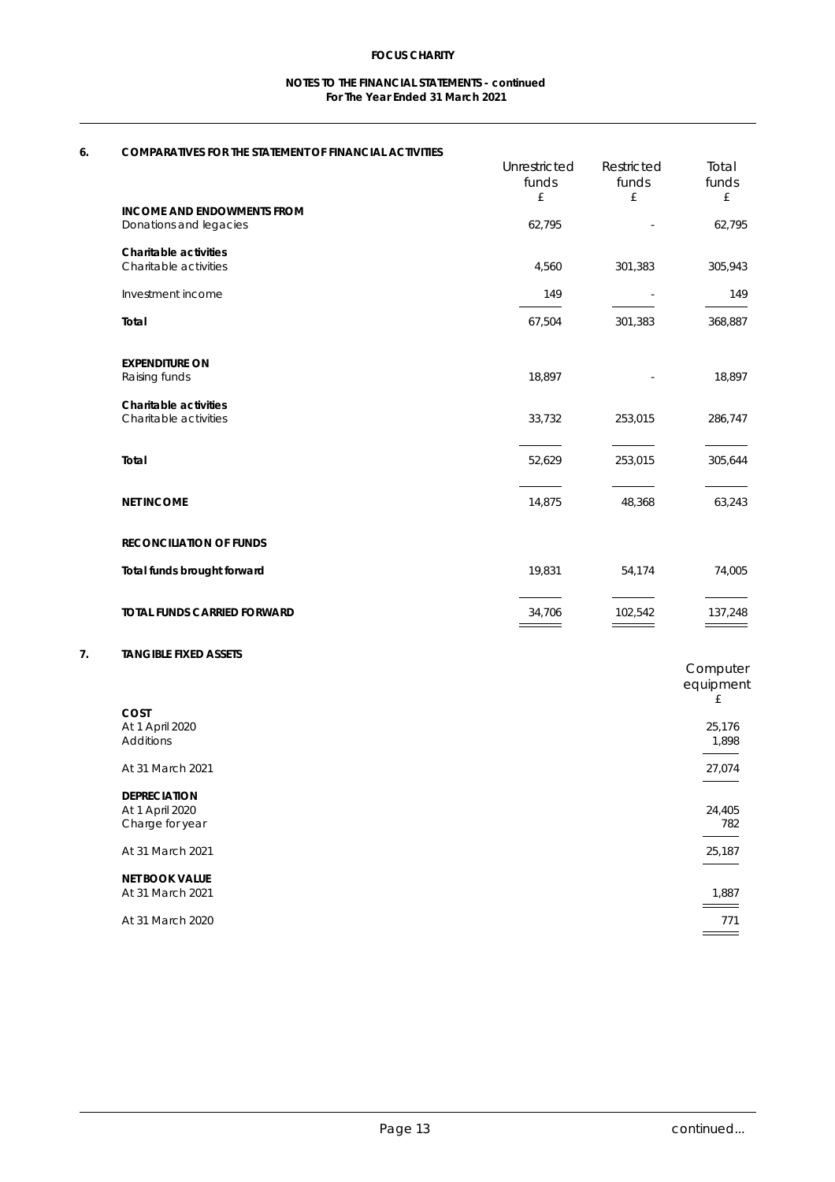**FOCUS CHARITY**

**NOTES TO THE FINANCIAL STATEMENTS - continued**
**For The Year Ended 31 March 2021**

## 6. COMPARATIVES FOR THE STATEMENT OF FINANCIAL ACTIVITIES

| | Unrestricted funds £ | Restricted funds £ | Total funds £ |
|---|---|---|---|
| **INCOME AND ENDOWMENTS FROM** | | | |
| Donations and legacies | 62,795 | - | 62,795 |
| **Charitable activities** | | | |
| Charitable activities | 4,560 | 301,383 | 305,943 |
| Investment income | 149 | - | 149 |
| **Total** | 67,504 | 301,383 | 368,887 |
| **EXPENDITURE ON** | | | |
| Raising funds | 18,897 | - | 18,897 |
| **Charitable activities** | | | |
| Charitable activities | 33,732 | 253,015 | 286,747 |
| **Total** | 52,629 | 253,015 | 305,644 |
| **NET INCOME** | 14,875 | 48,368 | 63,243 |
| **RECONCILIATION OF FUNDS** | | | |
| **Total funds brought forward** | 19,831 | 54,174 | 74,005 |
| **TOTAL FUNDS CARRIED FORWARD** | 34,706 | 102,542 | 137,248 |

## 7. TANGIBLE FIXED ASSETS

| | Computer equipment £ |
|---|---|
| **COST** | |
| At 1 April 2020 | 25,176 |
| Additions | 1,898 |
| At 31 March 2021 | 27,074 |
| **DEPRECIATION** | |
| At 1 April 2020 | 24,405 |
| Charge for year | 782 |
| At 31 March 2021 | 25,187 |
| **NET BOOK VALUE** | |
| At 31 March 2021 | 1,887 |
| At 31 March 2020 | 771 |

continued...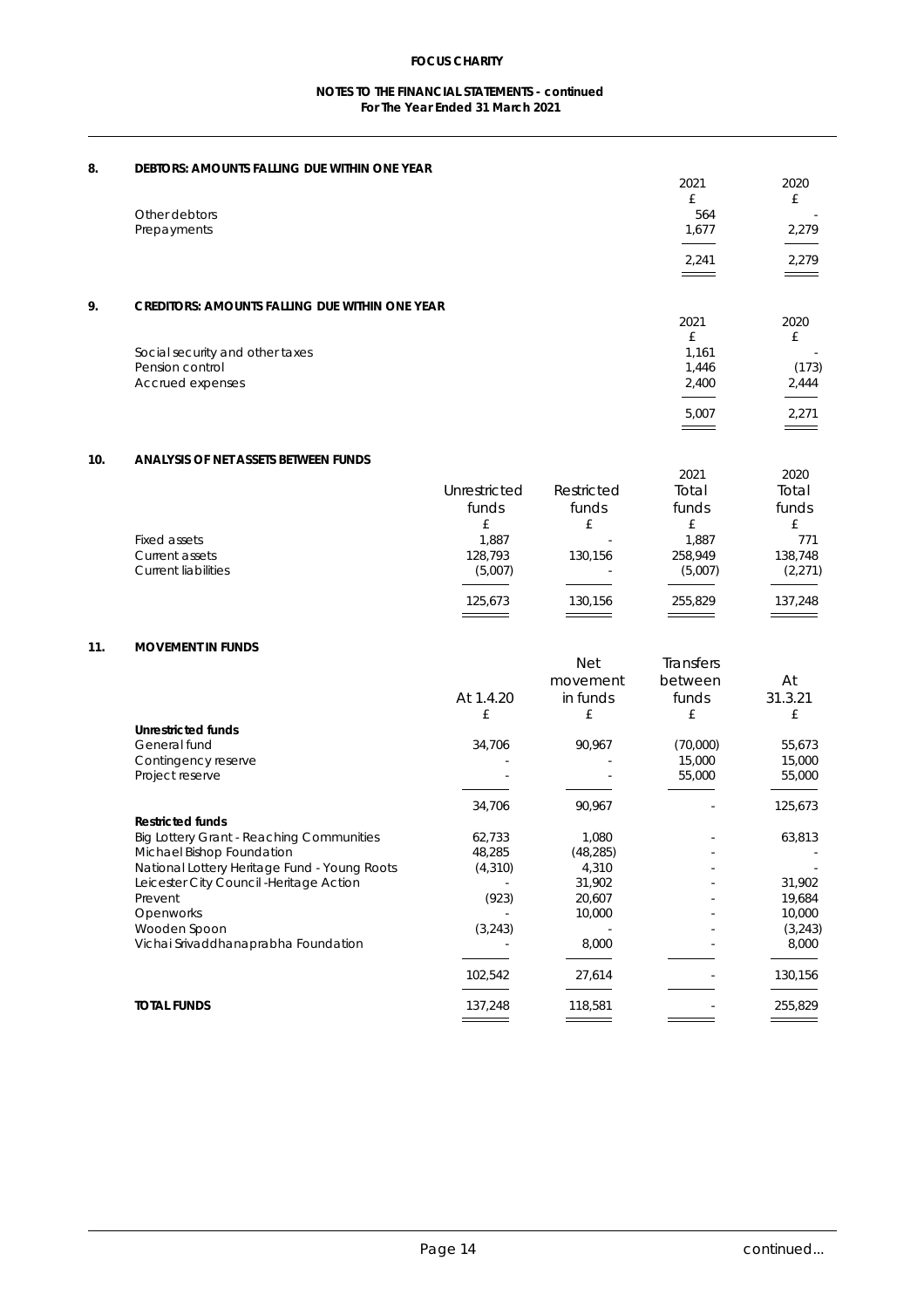**FOCUS CHARITY**

**NOTES TO THE FINANCIAL STATEMENTS - continued**
**For The Year Ended 31 March 2021**

## 8. DEBTORS: AMOUNTS FALLING DUE WITHIN ONE YEAR

| | 2021 | 2020 |
|---|---|---|
| | £ | £ |
| Other debtors | 564 | - |
| Prepayments | 1,677 | 2,279 |
| | 2,241 | 2,279 |

## 9. CREDITORS: AMOUNTS FALLING DUE WITHIN ONE YEAR

| | 2021 | 2020 |
|---|---|---|
| | £ | £ |
| Social security and other taxes | 1,161 | - |
| Pension control | 1,446 | (173) |
| Accrued expenses | 2,400 | 2,444 |
| | 5,007 | 2,271 |

## 10. ANALYSIS OF NET ASSETS BETWEEN FUNDS

| | Unrestricted funds | Restricted funds | 2021 Total funds | 2020 Total funds |
|---|---|---|---|---|
| | £ | £ | £ | £ |
| Fixed assets | 1,887 | - | 1,887 | 771 |
| Current assets | 128,793 | 130,156 | 258,949 | 138,748 |
| Current liabilities | (5,007) | - | (5,007) | (2,271) |
| | 125,673 | 130,156 | 255,829 | 137,248 |

## 11. MOVEMENT IN FUNDS

| | At 1.4.20 | Net movement in funds | Transfers between funds | At 31.3.21 |
|---|---|---|---|---|
| | £ | £ | £ | £ |
| **Unrestricted funds** | | | | |
| General fund | 34,706 | 90,967 | (70,000) | 55,673 |
| Contingency reserve | - | - | 15,000 | 15,000 |
| Project reserve | - | - | 55,000 | 55,000 |
| | 34,706 | 90,967 | - | 125,673 |
| **Restricted funds** | | | | |
| Big Lottery Grant - Reaching Communities | 62,733 | 1,080 | - | 63,813 |
| Michael Bishop Foundation | 48,285 | (48,285) | - | - |
| National Lottery Heritage Fund - Young Roots | (4,310) | 4,310 | - | - |
| Leicester City Council -Heritage Action | - | 31,902 | - | 31,902 |
| Prevent | (923) | 20,607 | - | 19,684 |
| Openworks | - | 10,000 | - | 10,000 |
| Wooden Spoon | (3,243) | - | - | (3,243) |
| Vichai Srivaddhanaprabha Foundation | - | 8,000 | - | 8,000 |
| | 102,542 | 27,614 | - | 130,156 |
| **TOTAL FUNDS** | 137,248 | 118,581 | - | 255,829 |

continued...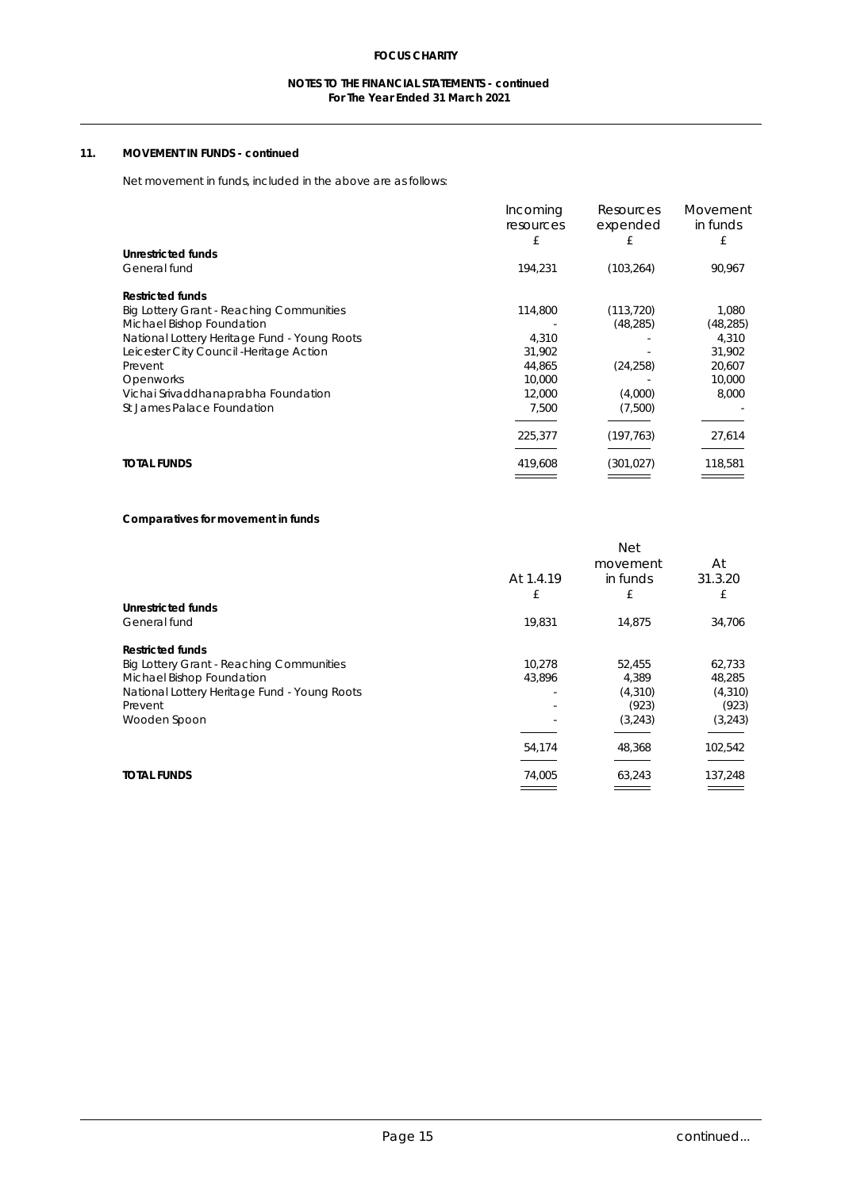## 11. MOVEMENT IN FUNDS - continued

Net movement in funds, included in the above are as follows:

| | Incoming resources £ | Resources expended £ | Movement in funds £ |
|---|---|---|---|
| **Unrestricted funds** | | | |
| General fund | 194,231 | (103,264) | 90,967 |
| **Restricted funds** | | | |
| Big Lottery Grant - Reaching Communities | 114,800 | (113,720) | 1,080 |
| Michael Bishop Foundation | - | (48,285) | (48,285) |
| National Lottery Heritage Fund - Young Roots | 4,310 | - | 4,310 |
| Leicester City Council -Heritage Action | 31,902 | - | 31,902 |
| Prevent | 44,865 | (24,258) | 20,607 |
| Openworks | 10,000 | - | 10,000 |
| Vichai Srivaddhanaprabha Foundation | 12,000 | (4,000) | 8,000 |
| St James Palace Foundation | 7,500 | (7,500) | - |
| | 225,377 | (197,763) | 27,614 |
| **TOTAL FUNDS** | 419,608 | (301,027) | 118,581 |

**Comparatives for movement in funds**

| | At 1.4.19 £ | Net movement in funds £ | At 31.3.20 £ |
|---|---|---|---|
| **Unrestricted funds** | | | |
| General fund | 19,831 | 14,875 | 34,706 |
| **Restricted funds** | | | |
| Big Lottery Grant - Reaching Communities | 10,278 | 52,455 | 62,733 |
| Michael Bishop Foundation | 43,896 | 4,389 | 48,285 |
| National Lottery Heritage Fund - Young Roots | - | (4,310) | (4,310) |
| Prevent | - | (923) | (923) |
| Wooden Spoon | - | (3,243) | (3,243) |
| | 54,174 | 48,368 | 102,542 |
| **TOTAL FUNDS** | 74,005 | 63,243 | 137,248 |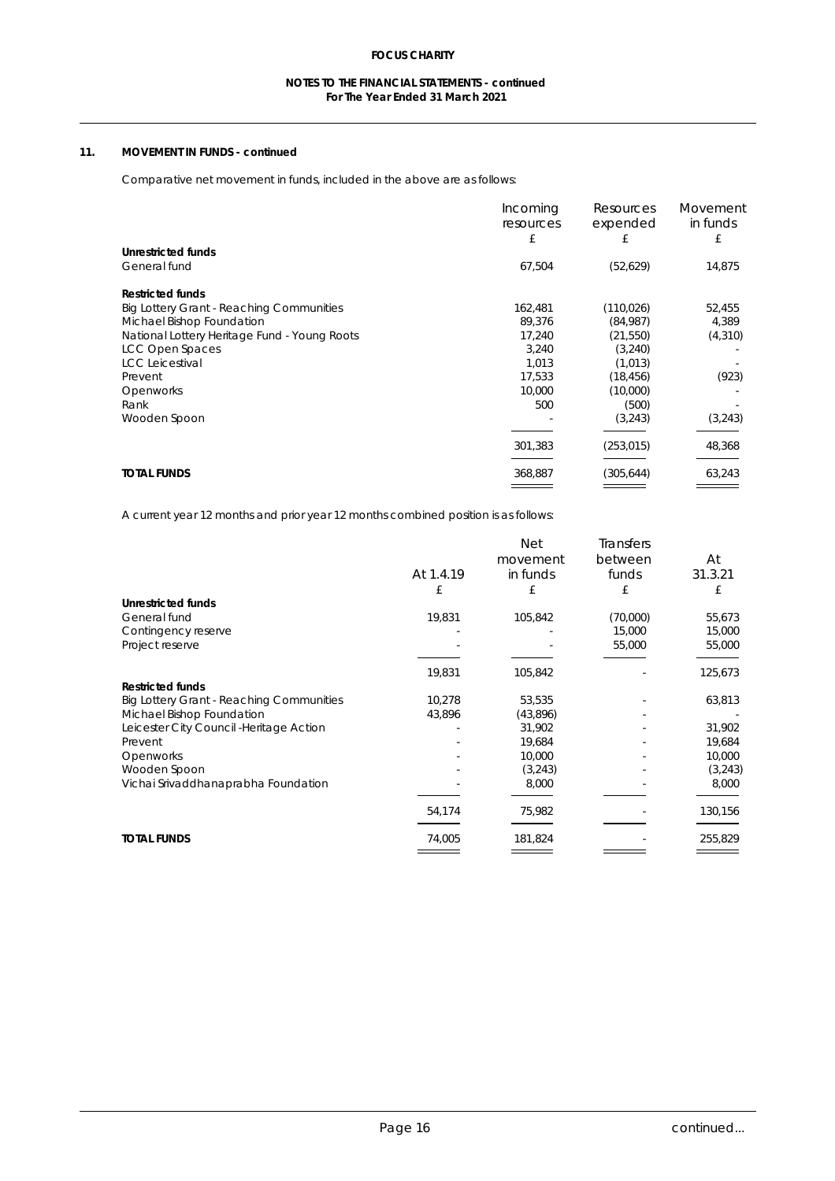## 11. MOVEMENT IN FUNDS - continued

Comparative net movement in funds, included in the above are as follows:

| | Incoming resources £ | Resources expended £ | Movement in funds £ |
|---|---|---|---|
| **Unrestricted funds** | | | |
| General fund | 67,504 | (52,629) | 14,875 |
| **Restricted funds** | | | |
| Big Lottery Grant - Reaching Communities | 162,481 | (110,026) | 52,455 |
| Michael Bishop Foundation | 89,376 | (84,987) | 4,389 |
| National Lottery Heritage Fund - Young Roots | 17,240 | (21,550) | (4,310) |
| LCC Open Spaces | 3,240 | (3,240) | - |
| LCC Leicestival | 1,013 | (1,013) | - |
| Prevent | 17,533 | (18,456) | (923) |
| Openworks | 10,000 | (10,000) | - |
| Rank | 500 | (500) | - |
| Wooden Spoon | - | (3,243) | (3,243) |
| | 301,383 | (253,015) | 48,368 |
| **TOTAL FUNDS** | 368,887 | (305,644) | 63,243 |

A current year 12 months and prior year 12 months combined position is as follows:

| | At 1.4.19 £ | Net movement in funds £ | Transfers between funds £ | At 31.3.21 £ |
|---|---|---|---|---|
| **Unrestricted funds** | | | | |
| General fund | 19,831 | 105,842 | (70,000) | 55,673 |
| Contingency reserve | - | - | 15,000 | 15,000 |
| Project reserve | - | - | 55,000 | 55,000 |
| | 19,831 | 105,842 | - | 125,673 |
| **Restricted funds** | | | | |
| Big Lottery Grant - Reaching Communities | 10,278 | 53,535 | - | 63,813 |
| Michael Bishop Foundation | 43,896 | (43,896) | - | - |
| Leicester City Council -Heritage Action | - | 31,902 | - | 31,902 |
| Prevent | - | 19,684 | - | 19,684 |
| Openworks | - | 10,000 | - | 10,000 |
| Wooden Spoon | - | (3,243) | - | (3,243) |
| Vichai Srivaddhanaprabha Foundation | - | 8,000 | - | 8,000 |
| | 54,174 | 75,982 | - | 130,156 |
| **TOTAL FUNDS** | 74,005 | 181,824 | - | 255,829 |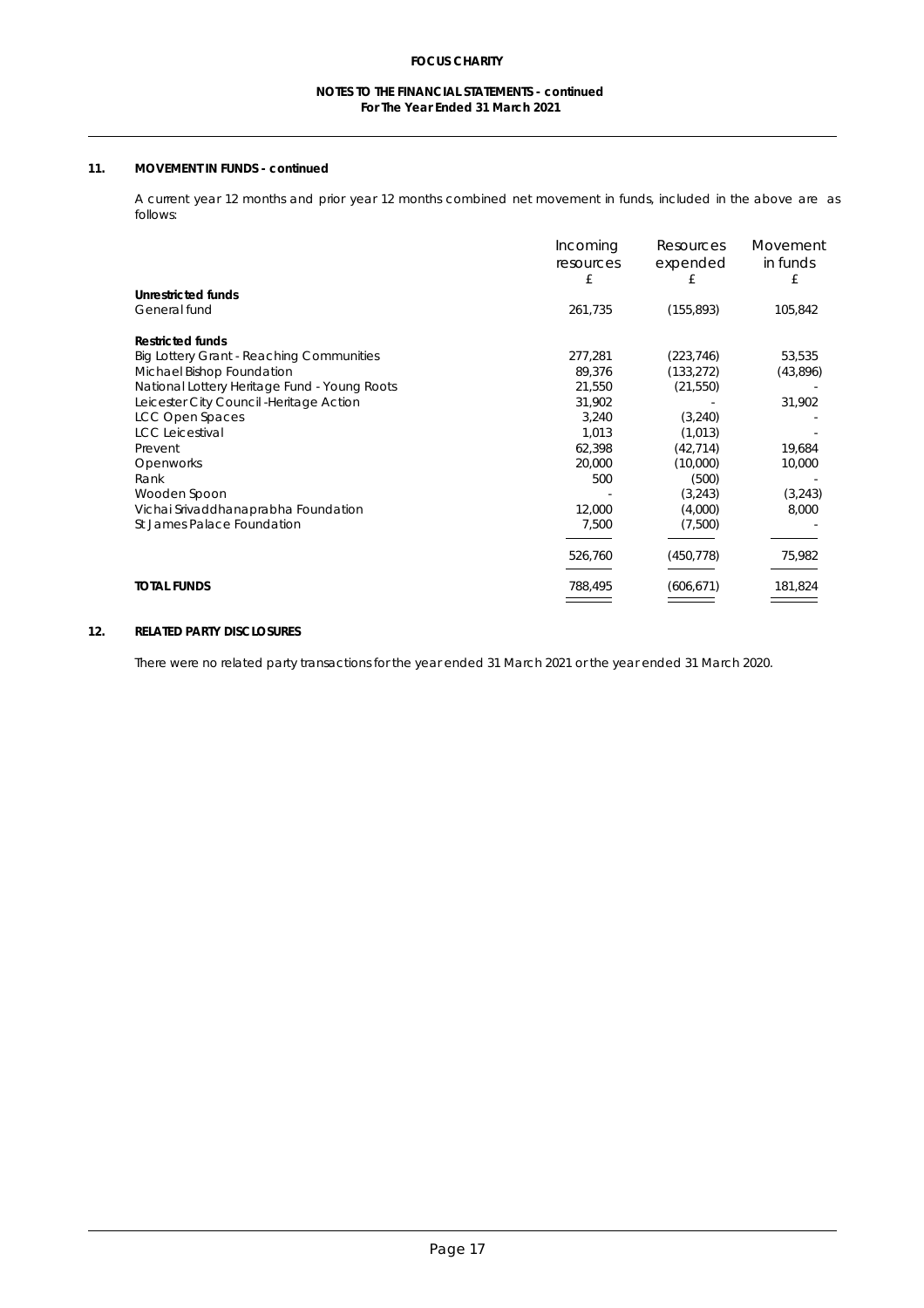## 11. MOVEMENT IN FUNDS - continued

A current year 12 months and prior year 12 months combined net movement in funds, included in the above are as follows:

| | Incoming resources £ | Resources expended £ | Movement in funds £ |
|---|---|---|---|
| **Unrestricted funds** | | | |
| General fund | 261,735 | (155,893) | 105,842 |
| | | | |
| **Restricted funds** | | | |
| Big Lottery Grant - Reaching Communities | 277,281 | (223,746) | 53,535 |
| Michael Bishop Foundation | 89,376 | (133,272) | (43,896) |
| National Lottery Heritage Fund - Young Roots | 21,550 | (21,550) | - |
| Leicester City Council -Heritage Action | 31,902 | - | 31,902 |
| LCC Open Spaces | 3,240 | (3,240) | - |
| LCC Leicestival | 1,013 | (1,013) | - |
| Prevent | 62,398 | (42,714) | 19,684 |
| Openworks | 20,000 | (10,000) | 10,000 |
| Rank | 500 | (500) | - |
| Wooden Spoon | - | (3,243) | (3,243) |
| Vichai Srivaddhanaprabha Foundation | 12,000 | (4,000) | 8,000 |
| St James Palace Foundation | 7,500 | (7,500) | - |
| | 526,760 | (450,778) | 75,982 |
| | | | |
| **TOTAL FUNDS** | 788,495 | (606,671) | 181,824 |

## 12. RELATED PARTY DISCLOSURES

There were no related party transactions for the year ended 31 March 2021 or the year ended 31 March 2020.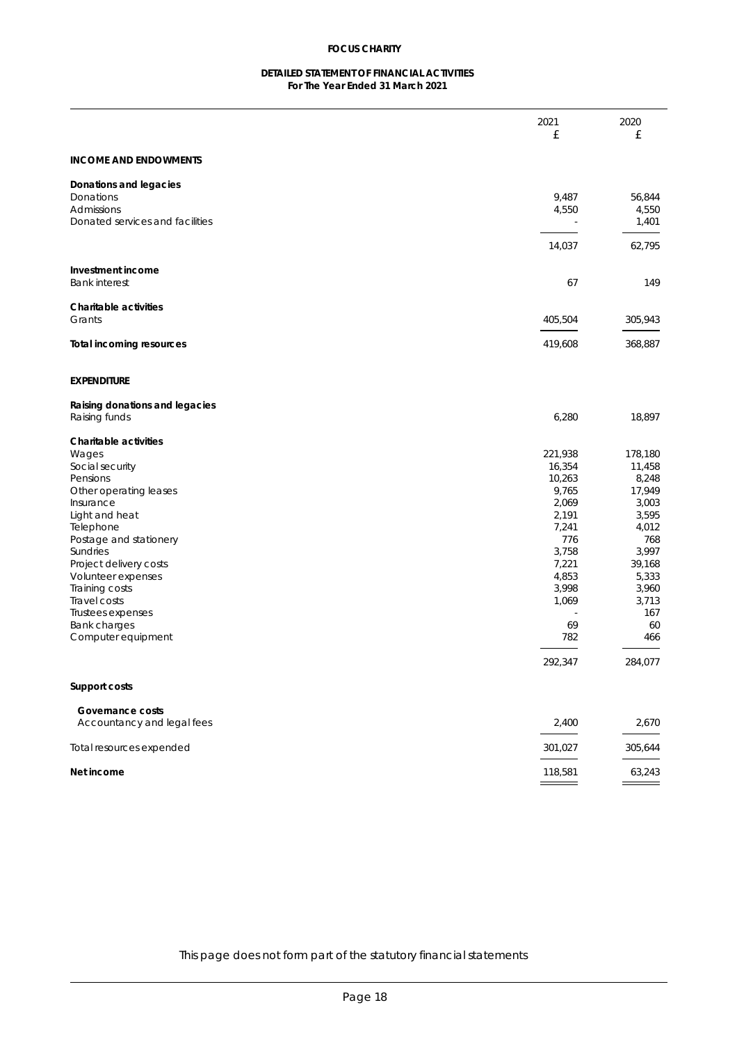**FOCUS CHARITY**

**DETAILED STATEMENT OF FINANCIAL ACTIVITIES**
**For The Year Ended 31 March 2021**

| | 2021 £ | 2020 £ |
|---|---|---|
| **INCOME AND ENDOWMENTS** | | |
| **Donations and legacies** | | |
| Donations | 9,487 | 56,844 |
| Admissions | 4,550 | 4,550 |
| Donated services and facilities | - | 1,401 |
| | 14,037 | 62,795 |
| **Investment income** | | |
| Bank interest | 67 | 149 |
| **Charitable activities** | | |
| Grants | 405,504 | 305,943 |
| **Total incoming resources** | 419,608 | 368,887 |
| **EXPENDITURE** | | |
| **Raising donations and legacies** | | |
| Raising funds | 6,280 | 18,897 |
| **Charitable activities** | | |
| Wages | 221,938 | 178,180 |
| Social security | 16,354 | 11,458 |
| Pensions | 10,263 | 8,248 |
| Other operating leases | 9,765 | 17,949 |
| Insurance | 2,069 | 3,003 |
| Light and heat | 2,191 | 3,595 |
| Telephone | 7,241 | 4,012 |
| Postage and stationery | 776 | 768 |
| Sundries | 3,758 | 3,997 |
| Project delivery costs | 7,221 | 39,168 |
| Volunteer expenses | 4,853 | 5,333 |
| Training costs | 3,998 | 3,960 |
| Travel costs | 1,069 | 3,713 |
| Trustees expenses | - | 167 |
| Bank charges | 69 | 60 |
| Computer equipment | 782 | 466 |
| | 292,347 | 284,077 |
| **Support costs** | | |
| **Governance costs** | | |
| Accountancy and legal fees | 2,400 | 2,670 |
| Total resources expended | 301,027 | 305,644 |
| **Net income** | 118,581 | 63,243 |

This page does not form part of the statutory financial statements